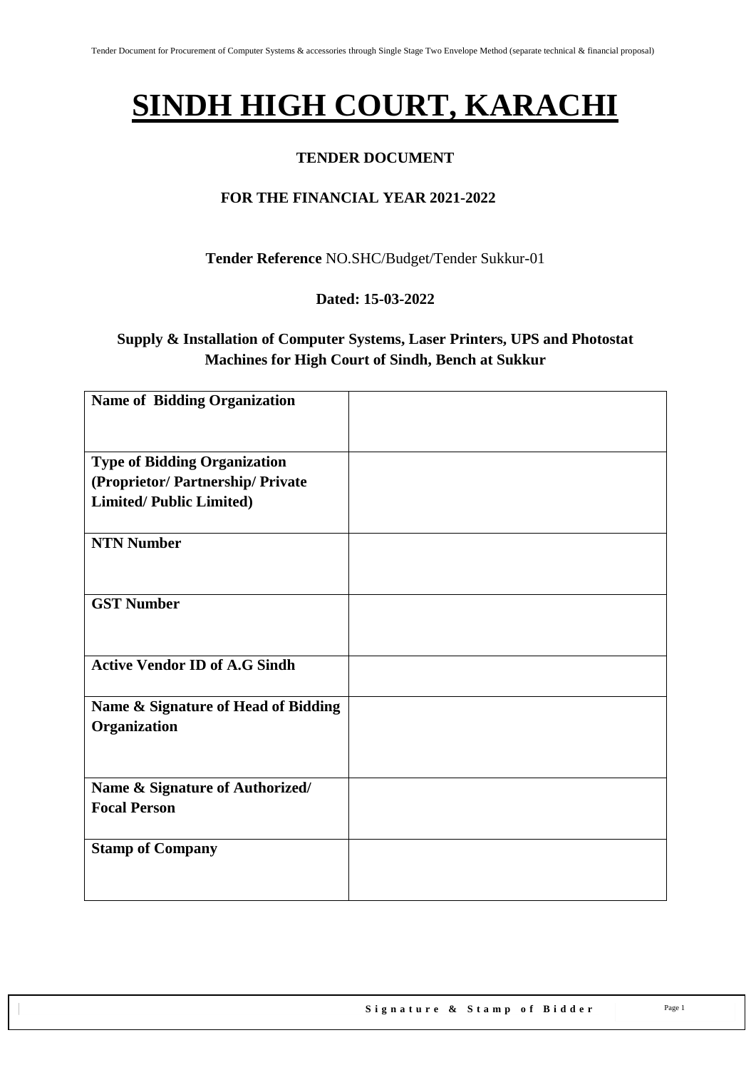# SINDH HIGH COURT, KARACHI

**TENDER DOCUMENT**

**FOR THE FINANCIAL YEAR 2021-2022**

**Tender Reference** NO.SHC/Budget/Tender Sukkur-01

**Dated: 15-03-2022**

**Supply & Installation of Computer Systems, Laser Printers, UPS and Photostat Machines for High Court of Sindh, Bench at Sukkur**

| | |
|---|---|
| **Name of Bidding Organization** | |
| **Type of Bidding Organization (Proprietor/ Partnership/ Private Limited/ Public Limited)** | |
| **NTN Number** | |
| **GST Number** | |
| **Active Vendor ID of A.G Sindh** | |
| **Name & Signature of Head of Bidding Organization** | |
| **Name & Signature of Authorized/ Focal Person** | |
| **Stamp of Company** | |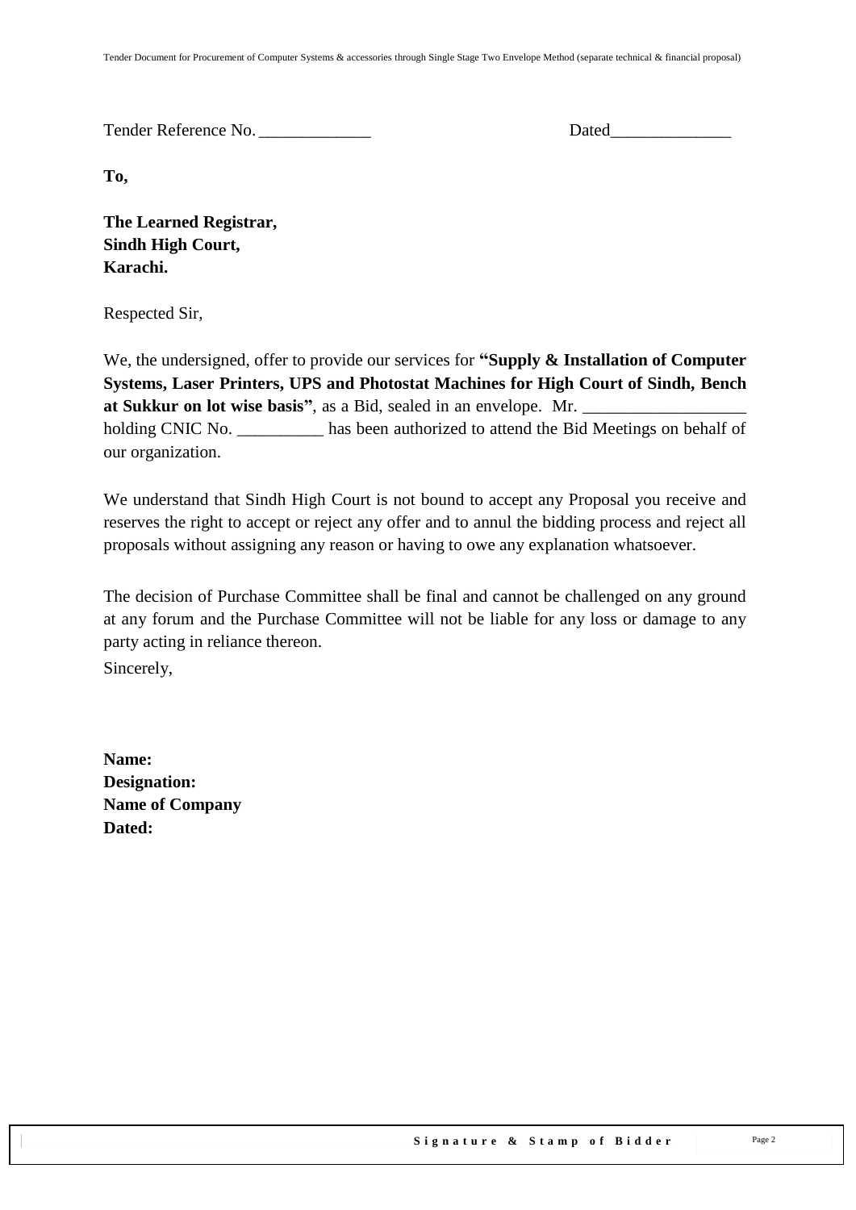Tender Reference No. _____________ Dated______________

**To,**

**The Learned Registrar,**
**Sindh High Court,**
**Karachi.**

Respected Sir,

We, the undersigned, offer to provide our services for **"Supply & Installation of Computer Systems, Laser Printers, UPS and Photostat Machines for High Court of Sindh, Bench at Sukkur on lot wise basis"**, as a Bid, sealed in an envelope. Mr. ___________________ holding CNIC No. __________ has been authorized to attend the Bid Meetings on behalf of our organization.

We understand that Sindh High Court is not bound to accept any Proposal you receive and reserves the right to accept or reject any offer and to annul the bidding process and reject all proposals without assigning any reason or having to owe any explanation whatsoever.

The decision of Purchase Committee shall be final and cannot be challenged on any ground at any forum and the Purchase Committee will not be liable for any loss or damage to any party acting in reliance thereon.

Sincerely,

**Name:**
**Designation:**
**Name of Company**
**Dated:**

**Signature & Stamp of Bidder**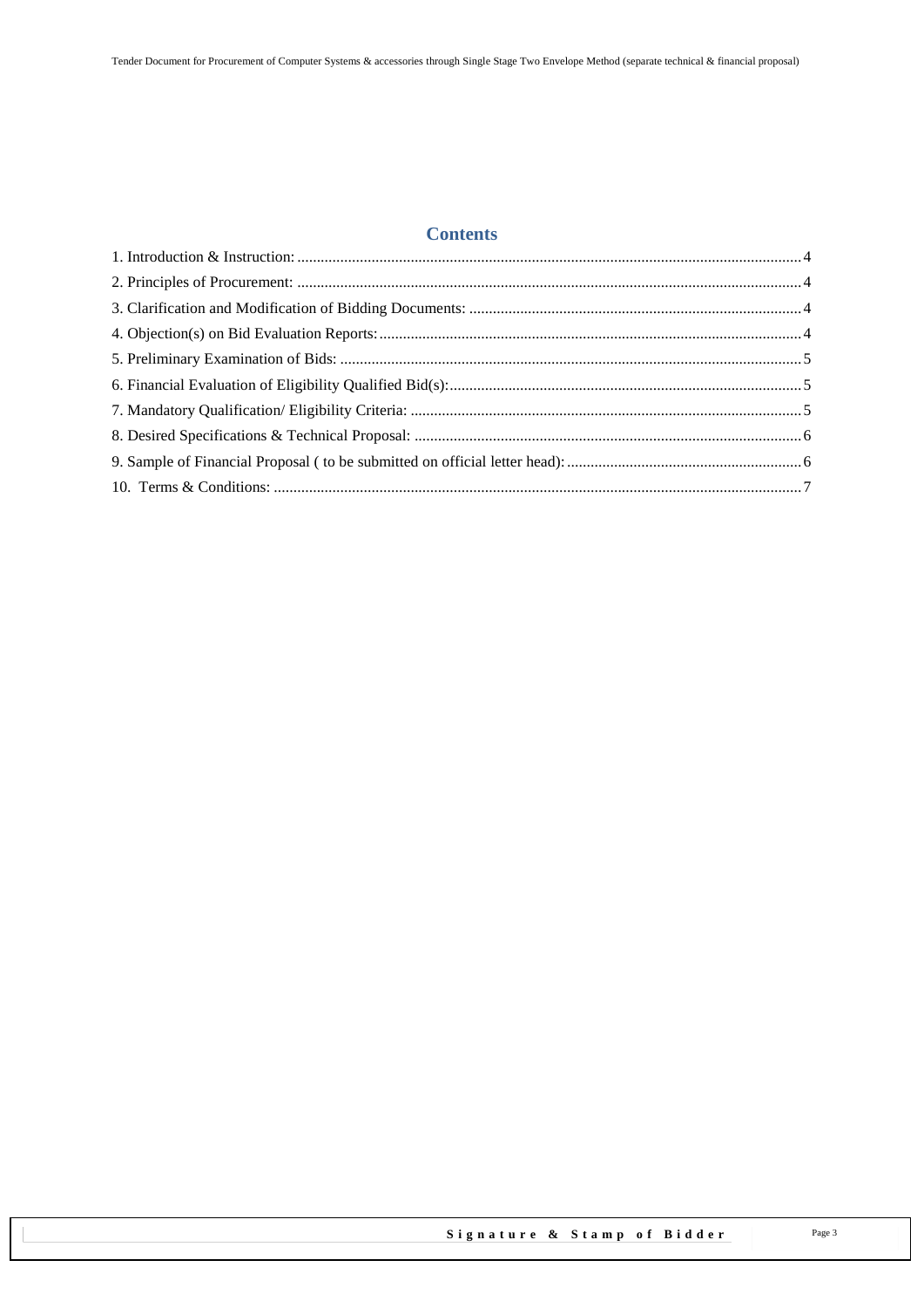## Contents

1. Introduction & Instruction: 4
2. Principles of Procurement: 4
3. Clarification and Modification of Bidding Documents: 4
4. Objection(s) on Bid Evaluation Reports: 4
5. Preliminary Examination of Bids: 5
6. Financial Evaluation of Eligibility Qualified Bid(s): 5
7. Mandatory Qualification/ Eligibility Criteria: 5
8. Desired Specifications & Technical Proposal: 6
9. Sample of Financial Proposal ( to be submitted on official letter head): 6
10. Terms & Conditions: 7

**Signature & Stamp of Bidder**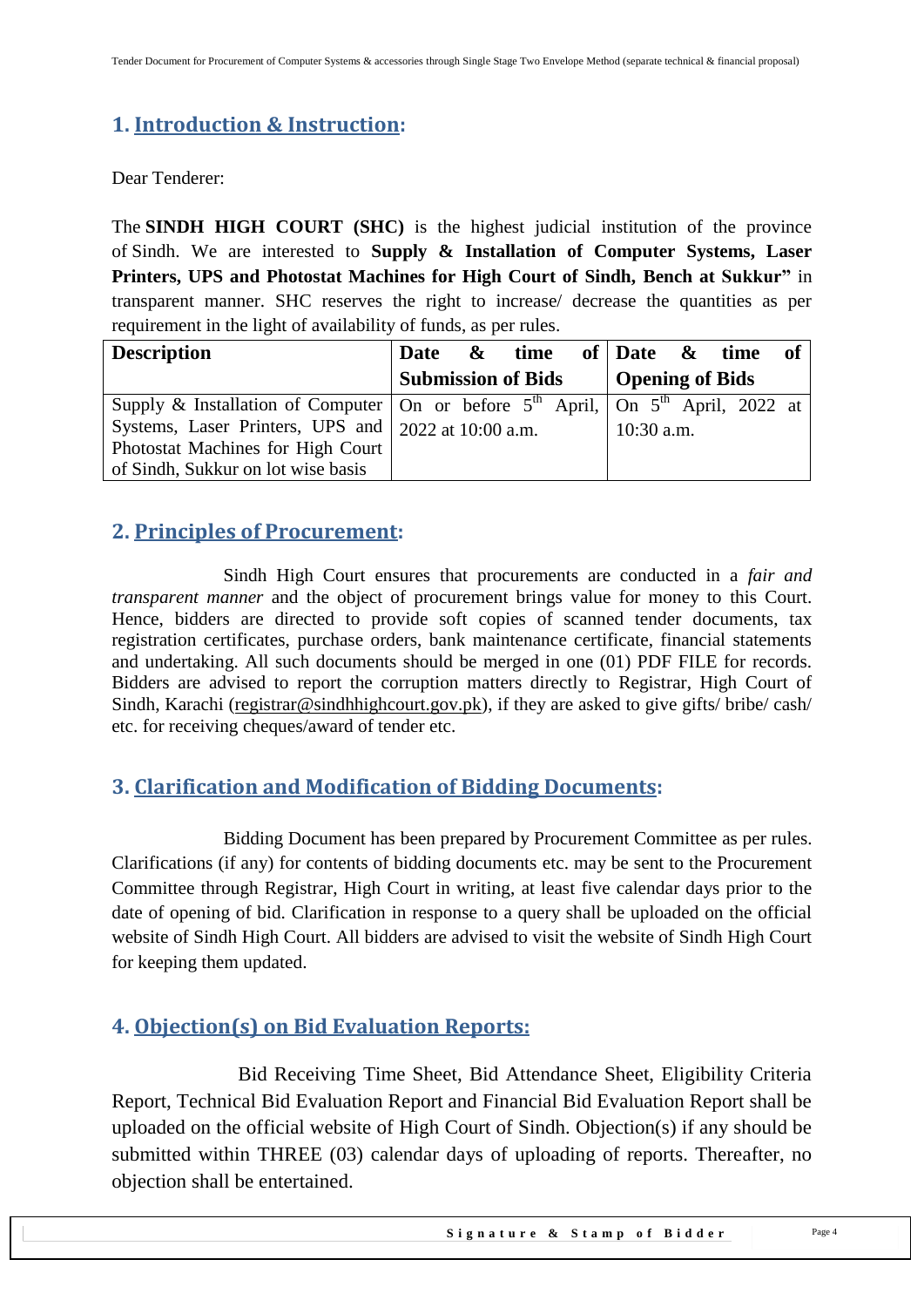## 1. Introduction & Instruction:

Dear Tenderer:

The **SINDH HIGH COURT (SHC)** is the highest judicial institution of the province of Sindh. We are interested to **Supply & Installation of Computer Systems, Laser Printers, UPS and Photostat Machines for High Court of Sindh, Bench at Sukkur"** in transparent manner. SHC reserves the right to increase/ decrease the quantities as per requirement in the light of availability of funds, as per rules.

| Description | Date & time of Submission of Bids | Date & time of Opening of Bids |
|---|---|---|
| Supply & Installation of Computer Systems, Laser Printers, UPS and Photostat Machines for High Court of Sindh, Sukkur on lot wise basis | On or before 5th April, 2022 at 10:00 a.m. | On 5th April, 2022 at 10:30 a.m. |

## 2. Principles of Procurement:

Sindh High Court ensures that procurements are conducted in a *fair and transparent manner* and the object of procurement brings value for money to this Court. Hence, bidders are directed to provide soft copies of scanned tender documents, tax registration certificates, purchase orders, bank maintenance certificate, financial statements and undertaking. All such documents should be merged in one (01) PDF FILE for records. Bidders are advised to report the corruption matters directly to Registrar, High Court of Sindh, Karachi (registrar@sindhhighcourt.gov.pk), if they are asked to give gifts/ bribe/ cash/ etc. for receiving cheques/award of tender etc.

## 3. Clarification and Modification of Bidding Documents:

Bidding Document has been prepared by Procurement Committee as per rules. Clarifications (if any) for contents of bidding documents etc. may be sent to the Procurement Committee through Registrar, High Court in writing, at least five calendar days prior to the date of opening of bid. Clarification in response to a query shall be uploaded on the official website of Sindh High Court. All bidders are advised to visit the website of Sindh High Court for keeping them updated.

## 4. Objection(s) on Bid Evaluation Reports:

Bid Receiving Time Sheet, Bid Attendance Sheet, Eligibility Criteria Report, Technical Bid Evaluation Report and Financial Bid Evaluation Report shall be uploaded on the official website of High Court of Sindh. Objection(s) if any should be submitted within THREE (03) calendar days of uploading of reports. Thereafter, no objection shall be entertained.

**Signature & Stamp of Bidder**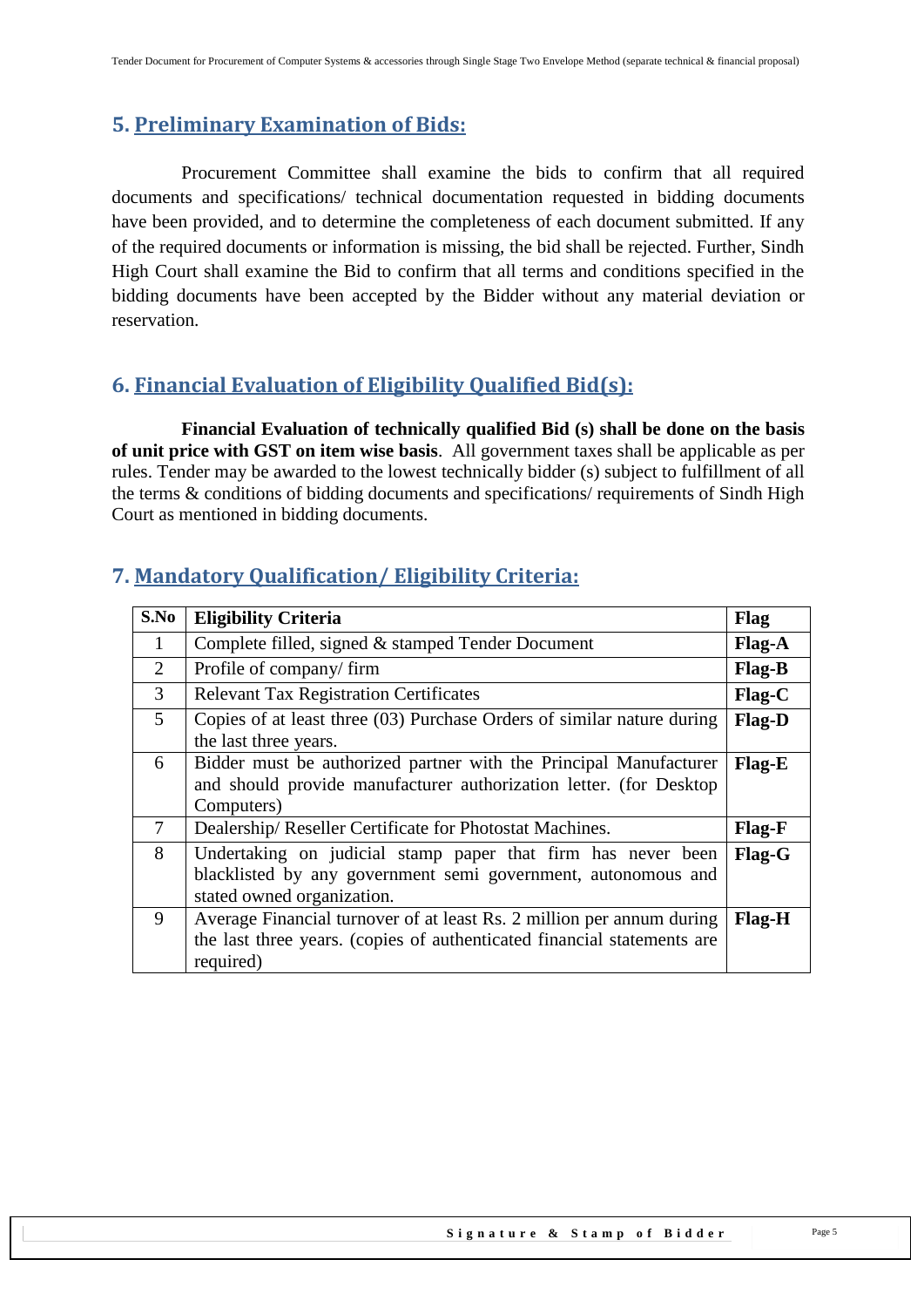## 5. Preliminary Examination of Bids:

Procurement Committee shall examine the bids to confirm that all required documents and specifications/ technical documentation requested in bidding documents have been provided, and to determine the completeness of each document submitted. If any of the required documents or information is missing, the bid shall be rejected. Further, Sindh High Court shall examine the Bid to confirm that all terms and conditions specified in the bidding documents have been accepted by the Bidder without any material deviation or reservation.

## 6. Financial Evaluation of Eligibility Qualified Bid(s):

**Financial Evaluation of technically qualified Bid (s) shall be done on the basis of unit price with GST on item wise basis**. All government taxes shall be applicable as per rules. Tender may be awarded to the lowest technically bidder (s) subject to fulfillment of all the terms & conditions of bidding documents and specifications/ requirements of Sindh High Court as mentioned in bidding documents.

## 7. Mandatory Qualification/ Eligibility Criteria:

| S.No | Eligibility Criteria | Flag |
|---|---|---|
| 1 | Complete filled, signed & stamped Tender Document | Flag-A |
| 2 | Profile of company/ firm | Flag-B |
| 3 | Relevant Tax Registration Certificates | Flag-C |
| 5 | Copies of at least three (03) Purchase Orders of similar nature during the last three years. | Flag-D |
| 6 | Bidder must be authorized partner with the Principal Manufacturer and should provide manufacturer authorization letter. (for Desktop Computers) | Flag-E |
| 7 | Dealership/ Reseller Certificate for Photostat Machines. | Flag-F |
| 8 | Undertaking on judicial stamp paper that firm has never been blacklisted by any government semi government, autonomous and stated owned organization. | Flag-G |
| 9 | Average Financial turnover of at least Rs. 2 million per annum during the last three years. (copies of authenticated financial statements are required) | Flag-H |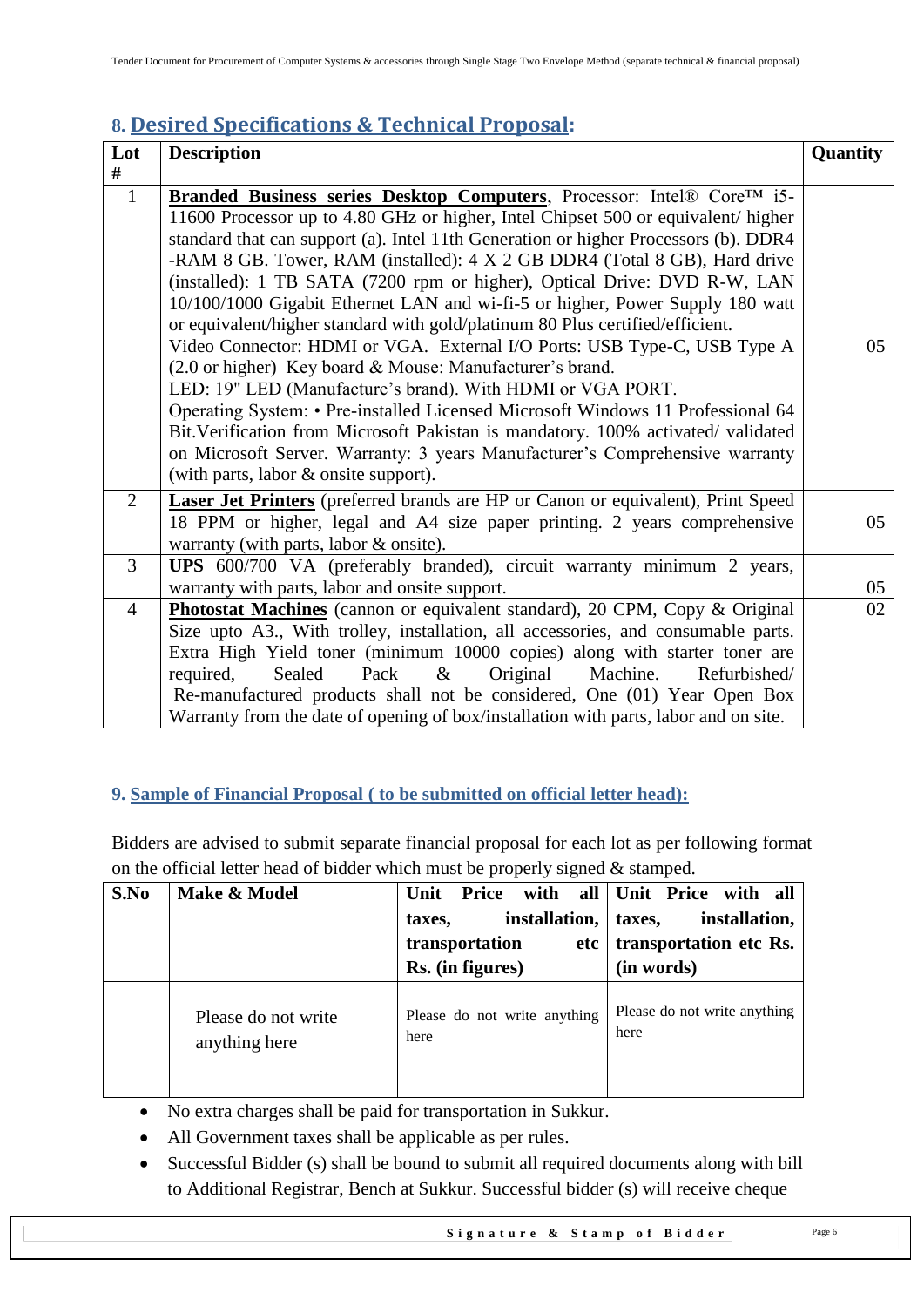## 8. Desired Specifications & Technical Proposal:

| Lot # | Description | Quantity |
|---|---|---|
| 1 | **Branded Business series Desktop Computers**, Processor: Intel® Core™ i5-11600 Processor up to 4.80 GHz or higher, Intel Chipset 500 or equivalent/ higher standard that can support (a). Intel 11th Generation or higher Processors (b). DDR4 -RAM 8 GB. Tower, RAM (installed): 4 X 2 GB DDR4 (Total 8 GB), Hard drive (installed): 1 TB SATA (7200 rpm or higher), Optical Drive: DVD R-W, LAN 10/100/1000 Gigabit Ethernet LAN and wi-fi-5 or higher, Power Supply 180 watt or equivalent/higher standard with gold/platinum 80 Plus certified/efficient. Video Connector: HDMI or VGA. External I/O Ports: USB Type-C, USB Type A (2.0 or higher) Key board & Mouse: Manufacturer's brand. LED: 19" LED (Manufacture's brand). With HDMI or VGA PORT. Operating System: • Pre-installed Licensed Microsoft Windows 11 Professional 64 Bit.Verification from Microsoft Pakistan is mandatory. 100% activated/ validated on Microsoft Server. Warranty: 3 years Manufacturer's Comprehensive warranty (with parts, labor & onsite support). | 05 |
| 2 | **Laser Jet Printers** (preferred brands are HP or Canon or equivalent), Print Speed 18 PPM or higher, legal and A4 size paper printing. 2 years comprehensive warranty (with parts, labor & onsite). | 05 |
| 3 | **UPS** 600/700 VA (preferably branded), circuit warranty minimum 2 years, warranty with parts, labor and onsite support. | 05 |
| 4 | **Photostat Machines** (cannon or equivalent standard), 20 CPM, Copy & Original Size upto A3., With trolley, installation, all accessories, and consumable parts. Extra High Yield toner (minimum 10000 copies) along with starter toner are required, Sealed Pack & Original Machine. Refurbished/ Re-manufactured products shall not be considered, One (01) Year Open Box Warranty from the date of opening of box/installation with parts, labor and on site. | 02 |

## 9. Sample of Financial Proposal ( to be submitted on official letter head):

Bidders are advised to submit separate financial proposal for each lot as per following format on the official letter head of bidder which must be properly signed & stamped.

| S.No | Make & Model | Unit Price with all taxes, installation, transportation etc Rs. (in figures) | Unit Price with all taxes, installation, transportation etc Rs. (in words) |
|---|---|---|---|
| | Please do not write anything here | Please do not write anything here | Please do not write anything here |

- No extra charges shall be paid for transportation in Sukkur.
- All Government taxes shall be applicable as per rules.
- Successful Bidder (s) shall be bound to submit all required documents along with bill to Additional Registrar, Bench at Sukkur. Successful bidder (s) will receive cheque

Signature & Stamp of Bidder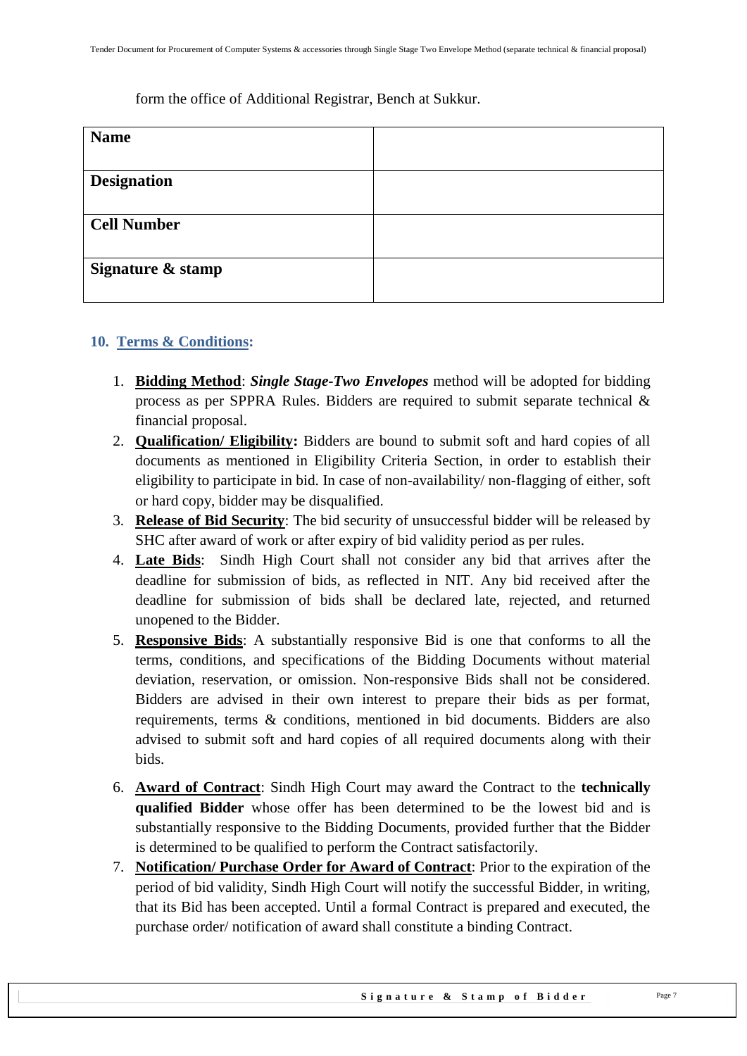form the office of Additional Registrar, Bench at Sukkur.

| **Name** | |
|---|---|
| **Designation** | |
| **Cell Number** | |
| **Signature & stamp** | |

## 10. Terms & Conditions:

1. **Bidding Method**: ***Single Stage-Two Envelopes*** method will be adopted for bidding process as per SPPRA Rules. Bidders are required to submit separate technical & financial proposal.
2. **Qualification/ Eligibility:** Bidders are bound to submit soft and hard copies of all documents as mentioned in Eligibility Criteria Section, in order to establish their eligibility to participate in bid. In case of non-availability/ non-flagging of either, soft or hard copy, bidder may be disqualified.
3. **Release of Bid Security**: The bid security of unsuccessful bidder will be released by SHC after award of work or after expiry of bid validity period as per rules.
4. **Late Bids**: Sindh High Court shall not consider any bid that arrives after the deadline for submission of bids, as reflected in NIT. Any bid received after the deadline for submission of bids shall be declared late, rejected, and returned unopened to the Bidder.
5. **Responsive Bids**: A substantially responsive Bid is one that conforms to all the terms, conditions, and specifications of the Bidding Documents without material deviation, reservation, or omission. Non-responsive Bids shall not be considered. Bidders are advised in their own interest to prepare their bids as per format, requirements, terms & conditions, mentioned in bid documents. Bidders are also advised to submit soft and hard copies of all required documents along with their bids.
6. **Award of Contract**: Sindh High Court may award the Contract to the **technically qualified Bidder** whose offer has been determined to be the lowest bid and is substantially responsive to the Bidding Documents, provided further that the Bidder is determined to be qualified to perform the Contract satisfactorily.
7. **Notification/ Purchase Order for Award of Contract**: Prior to the expiration of the period of bid validity, Sindh High Court will notify the successful Bidder, in writing, that its Bid has been accepted. Until a formal Contract is prepared and executed, the purchase order/ notification of award shall constitute a binding Contract.

**Signature & Stamp of Bidder**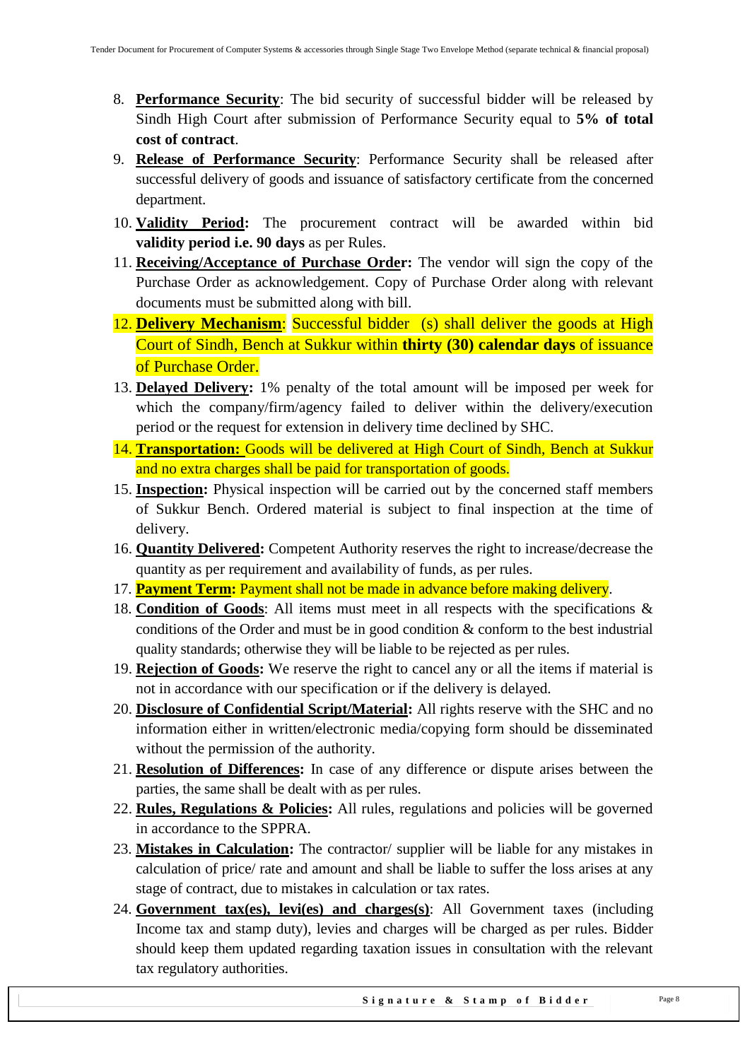8. **Performance Security**: The bid security of successful bidder will be released by Sindh High Court after submission of Performance Security equal to **5% of total cost of contract**.
9. **Release of Performance Security**: Performance Security shall be released after successful delivery of goods and issuance of satisfactory certificate from the concerned department.
10. **Validity Period:** The procurement contract will be awarded within bid **validity period i.e. 90 days** as per Rules.
11. **Receiving/Acceptance of Purchase Order:** The vendor will sign the copy of the Purchase Order as acknowledgement. Copy of Purchase Order along with relevant documents must be submitted along with bill.
12. **Delivery Mechanism**: Successful bidder (s) shall deliver the goods at High Court of Sindh, Bench at Sukkur within **thirty (30) calendar days** of issuance of Purchase Order.
13. **Delayed Delivery:** 1% penalty of the total amount will be imposed per week for which the company/firm/agency failed to deliver within the delivery/execution period or the request for extension in delivery time declined by SHC.
14. **Transportation:** Goods will be delivered at High Court of Sindh, Bench at Sukkur and no extra charges shall be paid for transportation of goods.
15. **Inspection:** Physical inspection will be carried out by the concerned staff members of Sukkur Bench. Ordered material is subject to final inspection at the time of delivery.
16. **Quantity Delivered:** Competent Authority reserves the right to increase/decrease the quantity as per requirement and availability of funds, as per rules.
17. **Payment Term:** Payment shall not be made in advance before making delivery.
18. **Condition of Goods**: All items must meet in all respects with the specifications & conditions of the Order and must be in good condition & conform to the best industrial quality standards; otherwise they will be liable to be rejected as per rules.
19. **Rejection of Goods:** We reserve the right to cancel any or all the items if material is not in accordance with our specification or if the delivery is delayed.
20. **Disclosure of Confidential Script/Material:** All rights reserve with the SHC and no information either in written/electronic media/copying form should be disseminated without the permission of the authority.
21. **Resolution of Differences:** In case of any difference or dispute arises between the parties, the same shall be dealt with as per rules.
22. **Rules, Regulations & Policies:** All rules, regulations and policies will be governed in accordance to the SPPRA.
23. **Mistakes in Calculation:** The contractor/ supplier will be liable for any mistakes in calculation of price/ rate and amount and shall be liable to suffer the loss arises at any stage of contract, due to mistakes in calculation or tax rates.
24. **Government tax(es), levi(es) and charges(s)**: All Government taxes (including Income tax and stamp duty), levies and charges will be charged as per rules. Bidder should keep them updated regarding taxation issues in consultation with the relevant tax regulatory authorities.

**Signature & Stamp of Bidder**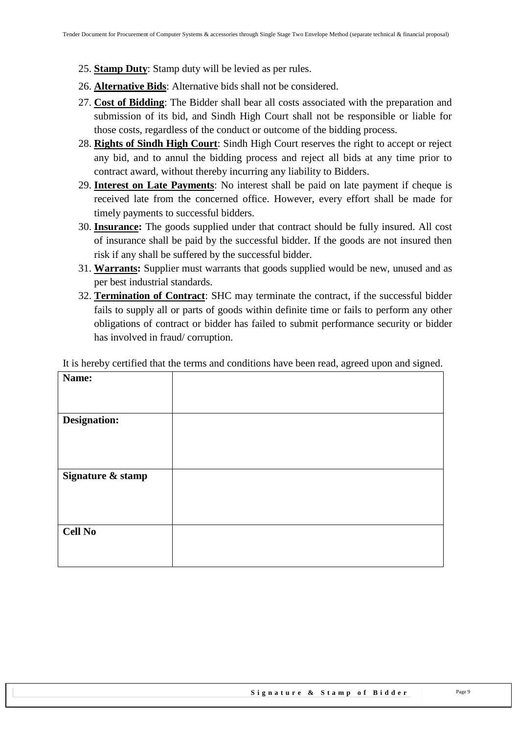25. **Stamp Duty**: Stamp duty will be levied as per rules.
26. **Alternative Bids**: Alternative bids shall not be considered.
27. **Cost of Bidding**: The Bidder shall bear all costs associated with the preparation and submission of its bid, and Sindh High Court shall not be responsible or liable for those costs, regardless of the conduct or outcome of the bidding process.
28. **Rights of Sindh High Court**: Sindh High Court reserves the right to accept or reject any bid, and to annul the bidding process and reject all bids at any time prior to contract award, without thereby incurring any liability to Bidders.
29. **Interest on Late Payments**: No interest shall be paid on late payment if cheque is received late from the concerned office. However, every effort shall be made for timely payments to successful bidders.
30. **Insurance:** The goods supplied under that contract should be fully insured. All cost of insurance shall be paid by the successful bidder. If the goods are not insured then risk if any shall be suffered by the successful bidder.
31. **Warrants:** Supplier must warrants that goods supplied would be new, unused and as per best industrial standards.
32. **Termination of Contract**: SHC may terminate the contract, if the successful bidder fails to supply all or parts of goods within definite time or fails to perform any other obligations of contract or bidder has failed to submit performance security or bidder has involved in fraud/ corruption.

It is hereby certified that the terms and conditions have been read, agreed upon and signed.

| | |
|---|---|
| **Name:** | |
| **Designation:** | |
| **Signature & stamp** | |
| **Cell No** | |

**Signature & Stamp of Bidder**